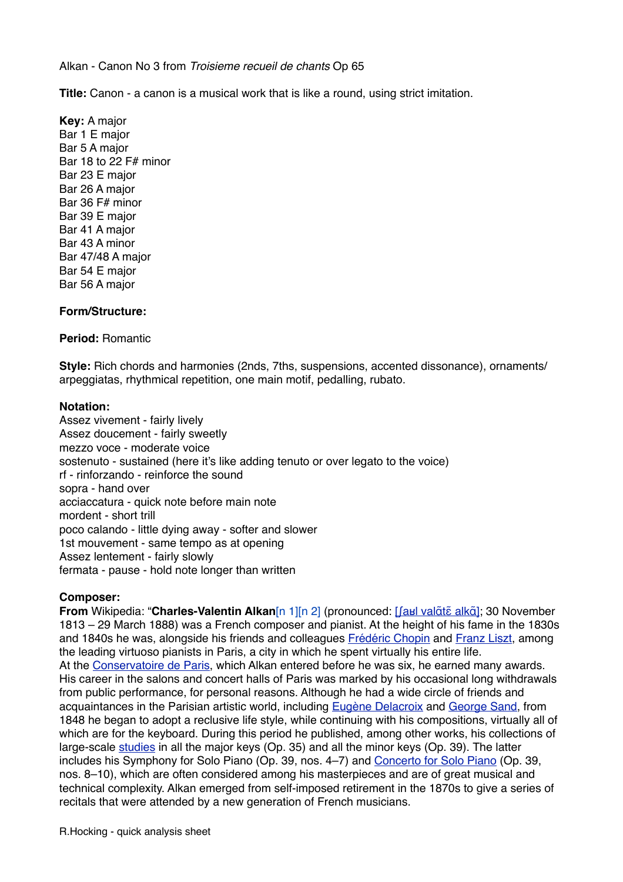Alkan - Canon No 3 from *Troisieme recueil de chants* Op 65

**Title:** Canon - a canon is a musical work that is like a round, using strict imitation.

**Key:** A major
Bar 1 E major
Bar 5 A major
Bar 18 to 22 F# minor
Bar 23 E major
Bar 26 A major
Bar 36 F# minor
Bar 39 E major
Bar 41 A major
Bar 43 A minor
Bar 47/48 A major
Bar 54 E major
Bar 56 A major

**Form/Structure:**

**Period:** Romantic

**Style:** Rich chords and harmonies (2nds, 7ths, suspensions, accented dissonance), ornaments/ arpeggiatas, rhythmical repetition, one main motif, pedalling, rubato.

**Notation:**
Assez vivement - fairly lively
Assez doucement - fairly sweetly
mezzo voce - moderate voice
sostenuto - sustained (here it's like adding tenuto or over legato to the voice)
rf - rinforzando - reinforce the sound
sopra - hand over
acciaccatura - quick note before main note
mordent - short trill
poco calando - little dying away - softer and slower
1st mouvement - same tempo as at opening
Assez lentement - fairly slowly
fermata - pause - hold note longer than written

**Composer:**
**From** Wikipedia: "**Charles-Valentin Alkan**[n 1][n 2] (pronounced: [ʃaʁl valɑ̃tɛ̃ alkɑ̃]; 30 November 1813 – 29 March 1888) was a French composer and pianist. At the height of his fame in the 1830s and 1840s he was, alongside his friends and colleagues Frédéric Chopin and Franz Liszt, among the leading virtuoso pianists in Paris, a city in which he spent virtually his entire life.
At the Conservatoire de Paris, which Alkan entered before he was six, he earned many awards. His career in the salons and concert halls of Paris was marked by his occasional long withdrawals from public performance, for personal reasons. Although he had a wide circle of friends and acquaintances in the Parisian artistic world, including Eugène Delacroix and George Sand, from 1848 he began to adopt a reclusive life style, while continuing with his compositions, virtually all of which are for the keyboard. During this period he published, among other works, his collections of large-scale studies in all the major keys (Op. 35) and all the minor keys (Op. 39). The latter includes his Symphony for Solo Piano (Op. 39, nos. 4–7) and Concerto for Solo Piano (Op. 39, nos. 8–10), which are often considered among his masterpieces and are of great musical and technical complexity. Alkan emerged from self-imposed retirement in the 1870s to give a series of recitals that were attended by a new generation of French musicians.

R.Hocking - quick analysis sheet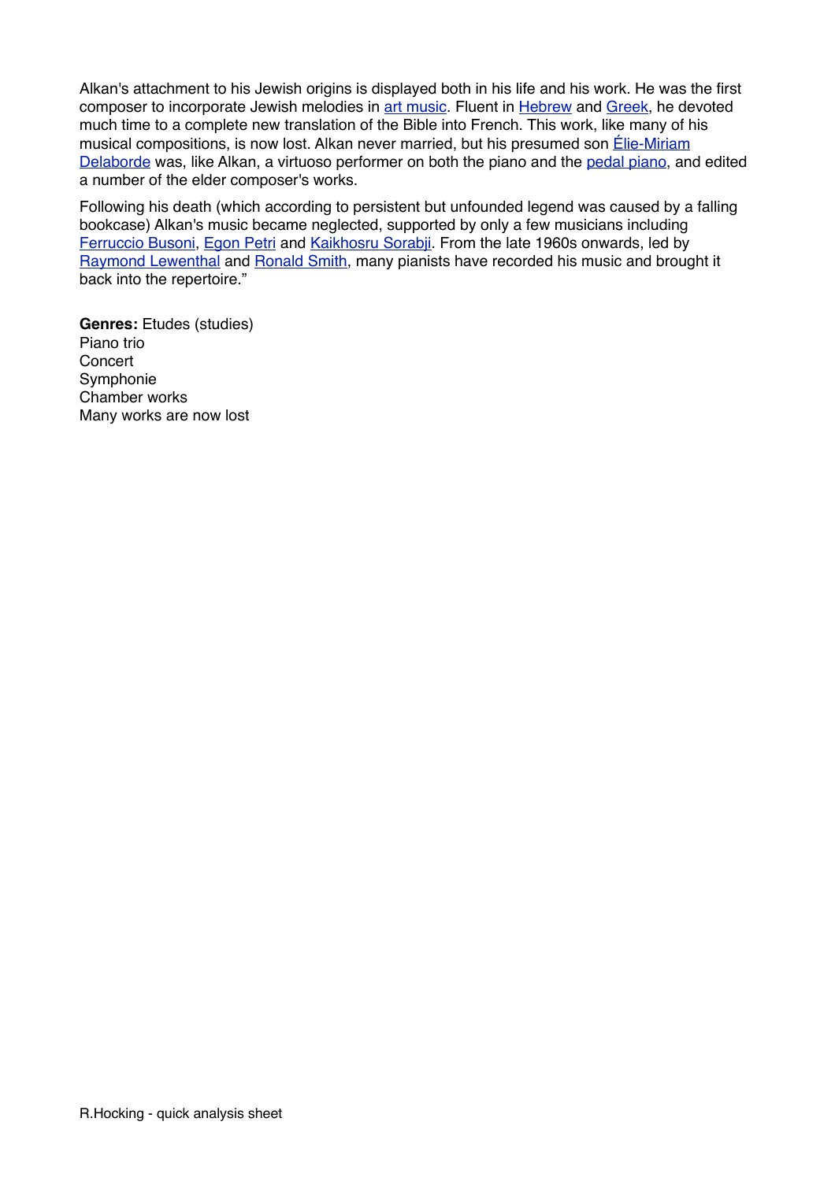Alkan's attachment to his Jewish origins is displayed both in his life and his work. He was the first composer to incorporate Jewish melodies in art music. Fluent in Hebrew and Greek, he devoted much time to a complete new translation of the Bible into French. This work, like many of his musical compositions, is now lost. Alkan never married, but his presumed son Élie-Miriam Delaborde was, like Alkan, a virtuoso performer on both the piano and the pedal piano, and edited a number of the elder composer's works.

Following his death (which according to persistent but unfounded legend was caused by a falling bookcase) Alkan's music became neglected, supported by only a few musicians including Ferruccio Busoni, Egon Petri and Kaikhosru Sorabji. From the late 1960s onwards, led by Raymond Lewenthal and Ronald Smith, many pianists have recorded his music and brought it back into the repertoire."

**Genres:** Etudes (studies)
Piano trio
Concert
Symphonie
Chamber works
Many works are now lost

R.Hocking - quick analysis sheet